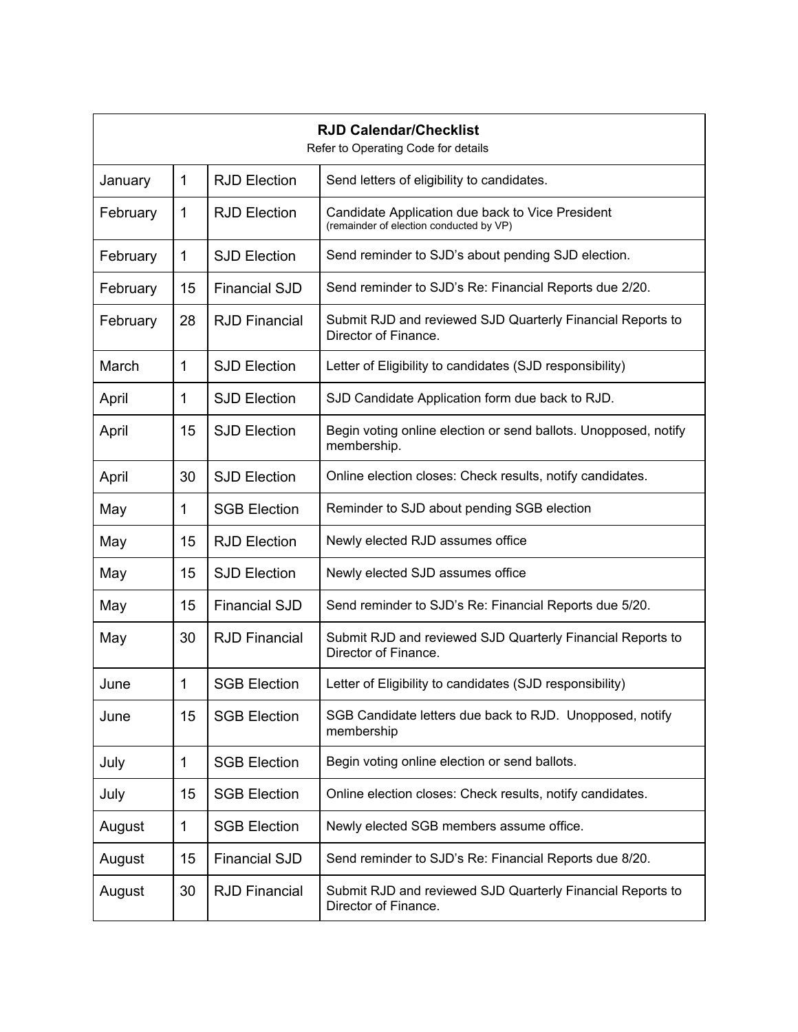| **RJD Calendar/Checklist**<br>Refer to Operating Code for details | | | |
|---|---|---|---|
| January | 1 | RJD Election | Send letters of eligibility to candidates. |
| February | 1 | RJD Election | Candidate Application due back to Vice President<br>(remainder of election conducted by VP) |
| February | 1 | SJD Election | Send reminder to SJD's about pending SJD election. |
| February | 15 | Financial SJD | Send reminder to SJD's Re: Financial Reports due 2/20. |
| February | 28 | RJD Financial | Submit RJD and reviewed SJD Quarterly Financial Reports to Director of Finance. |
| March | 1 | SJD Election | Letter of Eligibility to candidates (SJD responsibility) |
| April | 1 | SJD Election | SJD Candidate Application form due back to RJD. |
| April | 15 | SJD Election | Begin voting online election or send ballots. Unopposed, notify membership. |
| April | 30 | SJD Election | Online election closes: Check results, notify candidates. |
| May | 1 | SGB Election | Reminder to SJD about pending SGB election |
| May | 15 | RJD Election | Newly elected RJD assumes office |
| May | 15 | SJD Election | Newly elected SJD assumes office |
| May | 15 | Financial SJD | Send reminder to SJD's Re: Financial Reports due 5/20. |
| May | 30 | RJD Financial | Submit RJD and reviewed SJD Quarterly Financial Reports to Director of Finance. |
| June | 1 | SGB Election | Letter of Eligibility to candidates (SJD responsibility) |
| June | 15 | SGB Election | SGB Candidate letters due back to RJD. Unopposed, notify membership |
| July | 1 | SGB Election | Begin voting online election or send ballots. |
| July | 15 | SGB Election | Online election closes: Check results, notify candidates. |
| August | 1 | SGB Election | Newly elected SGB members assume office. |
| August | 15 | Financial SJD | Send reminder to SJD's Re: Financial Reports due 8/20. |
| August | 30 | RJD Financial | Submit RJD and reviewed SJD Quarterly Financial Reports to Director of Finance. |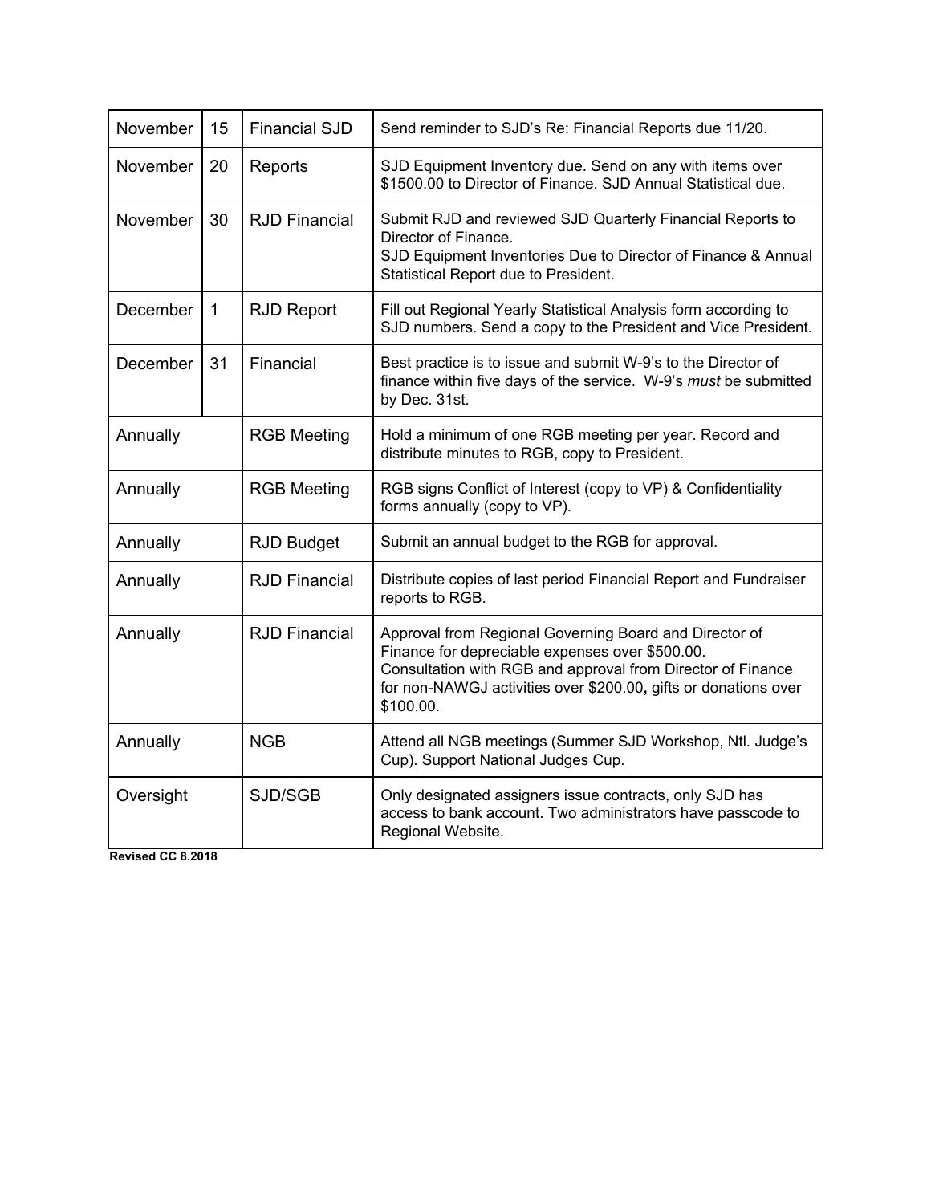| | | | |
|---|---|---|---|
| November | 15 | Financial SJD | Send reminder to SJD's Re: Financial Reports due 11/20. |
| November | 20 | Reports | SJD Equipment Inventory due. Send on any with items over $1500.00 to Director of Finance. SJD Annual Statistical due. |
| November | 30 | RJD Financial | Submit RJD and reviewed SJD Quarterly Financial Reports to Director of Finance.<br>SJD Equipment Inventories Due to Director of Finance & Annual Statistical Report due to President. |
| December | 1 | RJD Report | Fill out Regional Yearly Statistical Analysis form according to SJD numbers. Send a copy to the President and Vice President. |
| December | 31 | Financial | Best practice is to issue and submit W-9's to the Director of finance within five days of the service. W-9's *must* be submitted by Dec. 31st. |
| Annually | | RGB Meeting | Hold a minimum of one RGB meeting per year. Record and distribute minutes to RGB, copy to President. |
| Annually | | RGB Meeting | RGB signs Conflict of Interest (copy to VP) & Confidentiality forms annually (copy to VP). |
| Annually | | RJD Budget | Submit an annual budget to the RGB for approval. |
| Annually | | RJD Financial | Distribute copies of last period Financial Report and Fundraiser reports to RGB. |
| Annually | | RJD Financial | Approval from Regional Governing Board and Director of Finance for depreciable expenses over $500.00.<br>Consultation with RGB and approval from Director of Finance for non-NAWGJ activities over $200.00**,** gifts or donations over $100.00. |
| Annually | | NGB | Attend all NGB meetings (Summer SJD Workshop, Ntl. Judge's Cup). Support National Judges Cup. |
| Oversight | | SJD/SGB | Only designated assigners issue contracts, only SJD has access to bank account. Two administrators have passcode to Regional Website. |

**Revised CC 8.2018**